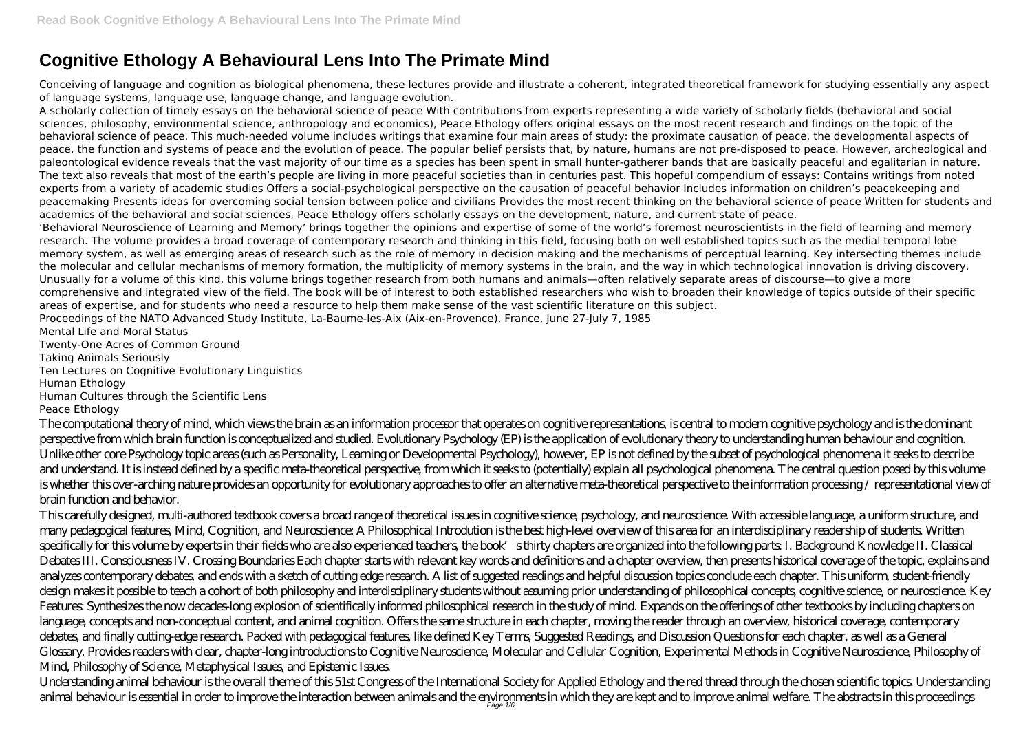# Cognitive Ethology A Behavioural Lens Into The Primate Mind

Conceiving of language and cognition as biological phenomena, these lectures provide and illustrate a coherent, integrated theoretical framework for studying essentially any aspect of language systems, language use, language change, and language evolution.

A scholarly collection of timely essays on the behavioral science of peace With contributions from experts representing a wide variety of scholarly fields (behavioral and social sciences, philosophy, environmental science, anthropology and economics), Peace Ethology offers original essays on the most recent research and findings on the topic of the behavioral science of peace. This much-needed volume includes writings that examine four main areas of study: the proximate causation of peace, the developmental aspects of peace, the function and systems of peace and the evolution of peace. The popular belief persists that, by nature, humans are not pre-disposed to peace. However, archeological and paleontological evidence reveals that the vast majority of our time as a species has been spent in small hunter-gatherer bands that are basically peaceful and egalitarian in nature. The text also reveals that most of the earth's people are living in more peaceful societies than in centuries past. This hopeful compendium of essays: Contains writings from noted experts from a variety of academic studies Offers a social-psychological perspective on the causation of peaceful behavior Includes information on children's peacekeeping and peacemaking Presents ideas for overcoming social tension between police and civilians Provides the most recent thinking on the behavioral science of peace Written for students and academics of the behavioral and social sciences, Peace Ethology offers scholarly essays on the development, nature, and current state of peace.

'Behavioral Neuroscience of Learning and Memory' brings together the opinions and expertise of some of the world's foremost neuroscientists in the field of learning and memory research. The volume provides a broad coverage of contemporary research and thinking in this field, focusing both on well established topics such as the medial temporal lobe memory system, as well as emerging areas of research such as the role of memory in decision making and the mechanisms of perceptual learning. Key intersecting themes include the molecular and cellular mechanisms of memory formation, the multiplicity of memory systems in the brain, and the way in which technological innovation is driving discovery. Unusually for a volume of this kind, this volume brings together research from both humans and animals—often relatively separate areas of discourse—to give a more comprehensive and integrated view of the field. The book will be of interest to both established researchers who wish to broaden their knowledge of topics outside of their specific areas of expertise, and for students who need a resource to help them make sense of the vast scientific literature on this subject.

Proceedings of the NATO Advanced Study Institute, La-Baume-les-Aix (Aix-en-Provence), France, June 27-July 7, 1985

Mental Life and Moral Status

Twenty-One Acres of Common Ground

Taking Animals Seriously

Ten Lectures on Cognitive Evolutionary Linguistics

Human Ethology

Human Cultures through the Scientific Lens

Peace Ethology

The computational theory of mind, which views the brain as an information processor that operates on cognitive representations, is central to modern cognitive psychology and is the dominant perspective from which brain function is conceptualized and studied. Evolutionary Psychology (EP) is the application of evolutionary theory to understanding human behaviour and cognition. Unlike other core Psychology topic areas (such as Personality, Learning or Developmental Psychology), however, EP is not defined by the subset of psychological phenomena it seeks to describe and understand. It is instead defined by a specific meta-theoretical perspective, from which it seeks to (potentially) explain all psychological phenomena. The central question posed by this volume is whether this over-arching nature provides an opportunity for evolutionary approaches to offer an alternative meta-theoretical perspective to the information processing / representational view of brain function and behavior.

This carefully designed, multi-authored textbook covers a broad range of theoretical issues in cognitive science, psychology, and neuroscience. With accessible language, a uniform structure, and many pedagogical features, Mind, Cognition, and Neuroscience: A Philosophical Introdution is the best high-level overview of this area for an interdisciplinary readership of students. Written specifically for this volume by experts in their fields who are also experienced teachers, the book's thirty chapters are organized into the following parts: I. Background Knowledge II. Classical Debates III. Consciousness IV. Crossing Boundaries Each chapter starts with relevant key words and definitions and a chapter overview, then presents historical coverage of the topic, explains and analyzes contemporary debates, and ends with a sketch of cutting edge research. A list of suggested readings and helpful discussion topics conclude each chapter. This uniform, student-friendly design makes it possible to teach a cohort of both philosophy and interdisciplinary students without assuming prior understanding of philosophical concepts, cognitive science, or neuroscience. Key Features: Synthesizes the now decades-long explosion of scientifically informed philosophical research in the study of mind. Expands on the offerings of other textbooks by including chapters on language, concepts and non-conceptual content, and animal cognition. Offers the same structure in each chapter, moving the reader through an overview, historical coverage, contemporary debates, and finally cutting-edge research. Packed with pedagogical features, like defined Key Terms, Suggested Readings, and Discussion Questions for each chapter, as well as a General Glossary. Provides readers with clear, chapter-long introductions to Cognitive Neuroscience, Molecular and Cellular Cognition, Experimental Methods in Cognitive Neuroscience, Philosophy of Mind, Philosophy of Science, Metaphysical Issues, and Epistemic Issues.

Understanding animal behaviour is the overall theme of this 51st Congress of the International Society for Applied Ethology and the red thread through the chosen scientific topics. Understanding animal behaviour is essential in order to improve the interaction between animals and the environments in which they are kept and to improve animal welfare. The abstracts in this proceedings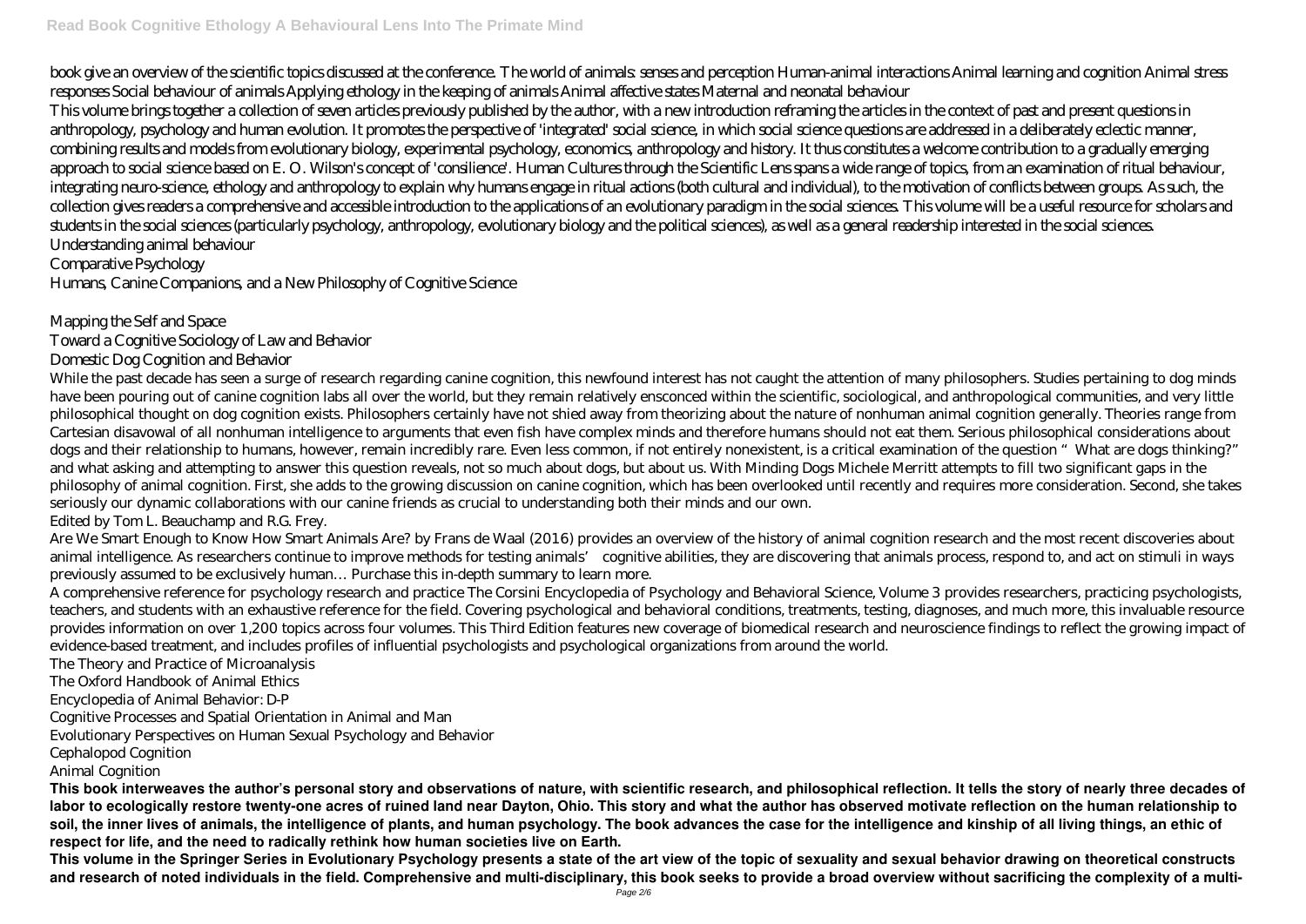book give an overview of the scientific topics discussed at the conference. The world of animals: senses and perception Human-animal interactions Animal learning and cognition Animal stress responses Social behaviour of animals Applying ethology in the keeping of animals Animal affective states Maternal and neonatal behaviour

This volume brings together a collection of seven articles previously published by the author, with a new introduction reframing the articles in the context of past and present questions in anthropology, psychology and human evolution. It promotes the perspective of 'integrated' social science, in which social science questions are addressed in a deliberately eclectic manner, combining results and models from evolutionary biology, experimental psychology, economics, anthropology and history. It thus constitutes a welcome contribution to a gradually emerging approach to social science based on E. O. Wilson's concept of 'consilience'. Human Cultures through the Scientific Lens spans a wide range of topics, from an examination of ritual behaviour, integrating neuro-science, ethology and anthropology to explain why humans engage in ritual actions (both cultural and individual), to the motivation of conflicts between groups. As such, the collection gives readers a comprehensive and accessible introduction to the applications of an evolutionary paradigm in the social sciences. This volume will be a useful resource for scholars and students in the social sciences (particularly psychology, anthropology, evolutionary biology and the political sciences), as well as a general readership interested in the social sciences.

Understanding animal behaviour

Comparative Psychology

Humans, Canine Companions, and a New Philosophy of Cognitive Science

Mapping the Self and Space

Toward a Cognitive Sociology of Law and Behavior

Domestic Dog Cognition and Behavior

While the past decade has seen a surge of research regarding canine cognition, this newfound interest has not caught the attention of many philosophers. Studies pertaining to dog minds have been pouring out of canine cognition labs all over the world, but they remain relatively ensconced within the scientific, sociological, and anthropological communities, and very little philosophical thought on dog cognition exists. Philosophers certainly have not shied away from theorizing about the nature of nonhuman animal cognition generally. Theories range from Cartesian disavowal of all nonhuman intelligence to arguments that even fish have complex minds and therefore humans should not eat them. Serious philosophical considerations about dogs and their relationship to humans, however, remain incredibly rare. Even less common, if not entirely nonexistent, is a critical examination of the question "What are dogs thinking?" and what asking and attempting to answer this question reveals, not so much about dogs, but about us. With Minding Dogs Michele Merritt attempts to fill two significant gaps in the philosophy of animal cognition. First, she adds to the growing discussion on canine cognition, which has been overlooked until recently and requires more consideration. Second, she takes seriously our dynamic collaborations with our canine friends as crucial to understanding both their minds and our own.

Edited by Tom L. Beauchamp and R.G. Frey.

Are We Smart Enough to Know How Smart Animals Are? by Frans de Waal (2016) provides an overview of the history of animal cognition research and the most recent discoveries about animal intelligence. As researchers continue to improve methods for testing animals' cognitive abilities, they are discovering that animals process, respond to, and act on stimuli in ways previously assumed to be exclusively human… Purchase this in-depth summary to learn more.

A comprehensive reference for psychology research and practice The Corsini Encyclopedia of Psychology and Behavioral Science, Volume 3 provides researchers, practicing psychologists, teachers, and students with an exhaustive reference for the field. Covering psychological and behavioral conditions, treatments, testing, diagnoses, and much more, this invaluable resource provides information on over 1,200 topics across four volumes. This Third Edition features new coverage of biomedical research and neuroscience findings to reflect the growing impact of evidence-based treatment, and includes profiles of influential psychologists and psychological organizations from around the world.

The Theory and Practice of Microanalysis

The Oxford Handbook of Animal Ethics

Encyclopedia of Animal Behavior: D-P

Cognitive Processes and Spatial Orientation in Animal and Man

Evolutionary Perspectives on Human Sexual Psychology and Behavior

Cephalopod Cognition

Animal Cognition

**This book interweaves the author's personal story and observations of nature, with scientific research, and philosophical reflection. It tells the story of nearly three decades of labor to ecologically restore twenty-one acres of ruined land near Dayton, Ohio. This story and what the author has observed motivate reflection on the human relationship to soil, the inner lives of animals, the intelligence of plants, and human psychology. The book advances the case for the intelligence and kinship of all living things, an ethic of respect for life, and the need to radically rethink how human societies live on Earth.**

**This volume in the Springer Series in Evolutionary Psychology presents a state of the art view of the topic of sexuality and sexual behavior drawing on theoretical constructs and research of noted individuals in the field. Comprehensive and multi-disciplinary, this book seeks to provide a broad overview without sacrificing the complexity of a multi-**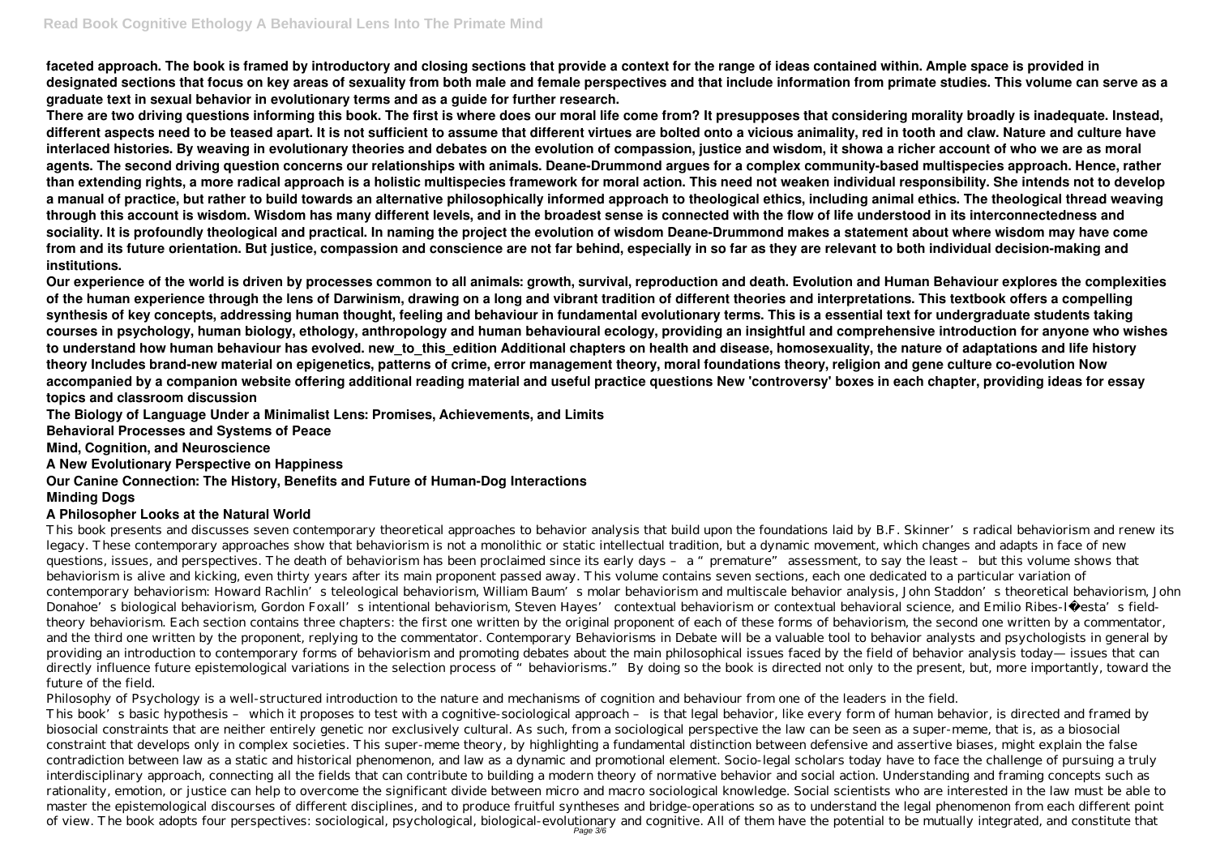faceted approach. The book is framed by introductory and closing sections that provide a context for the range of ideas contained within. Ample space is provided in designated sections that focus on key areas of sexuality from both male and female perspectives and that include information from primate studies. This volume can serve as a graduate text in sexual behavior in evolutionary terms and as a guide for further research.

There are two driving questions informing this book. The first is where does our moral life come from? It presupposes that considering morality broadly is inadequate. Instead, different aspects need to be teased apart. It is not sufficient to assume that different virtues are bolted onto a vicious animality, red in tooth and claw. Nature and culture have interlaced histories. By weaving in evolutionary theories and debates on the evolution of compassion, justice and wisdom, it showa a richer account of who we are as moral agents. The second driving question concerns our relationships with animals. Deane-Drummond argues for a complex community-based multispecies approach. Hence, rather than extending rights, a more radical approach is a holistic multispecies framework for moral action. This need not weaken individual responsibility. She intends not to develop a manual of practice, but rather to build towards an alternative philosophically informed approach to theological ethics, including animal ethics. The theological thread weaving through this account is wisdom. Wisdom has many different levels, and in the broadest sense is connected with the flow of life understood in its interconnectedness and sociality. It is profoundly theological and practical. In naming the project the evolution of wisdom Deane-Drummond makes a statement about where wisdom may have come from and its future orientation. But justice, compassion and conscience are not far behind, especially in so far as they are relevant to both individual decision-making and institutions.

Our experience of the world is driven by processes common to all animals: growth, survival, reproduction and death. Evolution and Human Behaviour explores the complexities of the human experience through the lens of Darwinism, drawing on a long and vibrant tradition of different theories and interpretations. This textbook offers a compelling synthesis of key concepts, addressing human thought, feeling and behaviour in fundamental evolutionary terms. This is a essential text for undergraduate students taking courses in psychology, human biology, ethology, anthropology and human behavioural ecology, providing an insightful and comprehensive introduction for anyone who wishes to understand how human behaviour has evolved. new_to_this_edition Additional chapters on health and disease, homosexuality, the nature of adaptations and life history theory Includes brand-new material on epigenetics, patterns of crime, error management theory, moral foundations theory, religion and gene culture co-evolution Now accompanied by a companion website offering additional reading material and useful practice questions New 'controversy' boxes in each chapter, providing ideas for essay topics and classroom discussion

**The Biology of Language Under a Minimalist Lens: Promises, Achievements, and Limits**

**Behavioral Processes and Systems of Peace**

**Mind, Cognition, and Neuroscience**

**A New Evolutionary Perspective on Happiness**

**Our Canine Connection: The History, Benefits and Future of Human-Dog Interactions**

**Minding Dogs**

**A Philosopher Looks at the Natural World**

This book presents and discusses seven contemporary theoretical approaches to behavior analysis that build upon the foundations laid by B.F. Skinner's radical behaviorism and renew its legacy. These contemporary approaches show that behaviorism is not a monolithic or static intellectual tradition, but a dynamic movement, which changes and adapts in face of new questions, issues, and perspectives. The death of behaviorism has been proclaimed since its early days – a "premature" assessment, to say the least – but this volume shows that behaviorism is alive and kicking, even thirty years after its main proponent passed away. This volume contains seven sections, each one dedicated to a particular variation of contemporary behaviorism: Howard Rachlin's teleological behaviorism, William Baum's molar behaviorism and multiscale behavior analysis, John Staddon's theoretical behaviorism, John Donahoe's biological behaviorism, Gordon Foxall's intentional behaviorism, Steven Hayes' contextual behaviorism or contextual behavioral science, and Emilio Ribes-Iñesta's field-theory behaviorism. Each section contains three chapters: the first one written by the original proponent of each of these forms of behaviorism, the second one written by a commentator, and the third one written by the proponent, replying to the commentator. Contemporary Behaviorisms in Debate will be a valuable tool to behavior analysts and psychologists in general by providing an introduction to contemporary forms of behaviorism and promoting debates about the main philosophical issues faced by the field of behavior analysis today— issues that can directly influence future epistemological variations in the selection process of "behaviorisms." By doing so the book is directed not only to the present, but, more importantly, toward the future of the field.

Philosophy of Psychology is a well-structured introduction to the nature and mechanisms of cognition and behaviour from one of the leaders in the field.

This book's basic hypothesis – which it proposes to test with a cognitive-sociological approach – is that legal behavior, like every form of human behavior, is directed and framed by biosocial constraints that are neither entirely genetic nor exclusively cultural. As such, from a sociological perspective the law can be seen as a super-meme, that is, as a biosocial constraint that develops only in complex societies. This super-meme theory, by highlighting a fundamental distinction between defensive and assertive biases, might explain the false contradiction between law as a static and historical phenomenon, and law as a dynamic and promotional element. Socio-legal scholars today have to face the challenge of pursuing a truly interdisciplinary approach, connecting all the fields that can contribute to building a modern theory of normative behavior and social action. Understanding and framing concepts such as rationality, emotion, or justice can help to overcome the significant divide between micro and macro sociological knowledge. Social scientists who are interested in the law must be able to master the epistemological discourses of different disciplines, and to produce fruitful syntheses and bridge-operations so as to understand the legal phenomenon from each different point of view. The book adopts four perspectives: sociological, psychological, biological-evolutionary and cognitive. All of them have the potential to be mutually integrated, and constitute that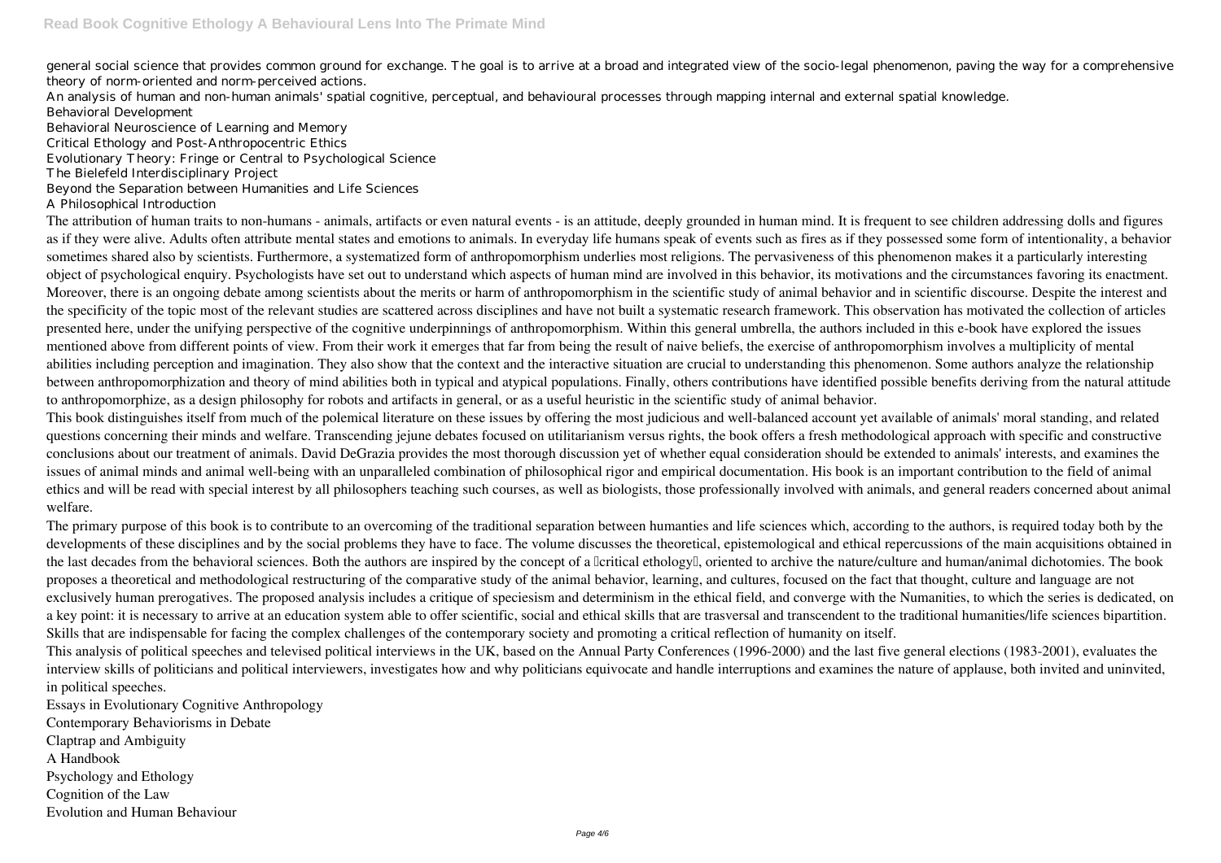general social science that provides common ground for exchange. The goal is to arrive at a broad and integrated view of the socio-legal phenomenon, paving the way for a comprehensive theory of norm-oriented and norm-perceived actions.

An analysis of human and non-human animals' spatial cognitive, perceptual, and behavioural processes through mapping internal and external spatial knowledge.

Behavioral Development

Behavioral Neuroscience of Learning and Memory

Critical Ethology and Post-Anthropocentric Ethics

Evolutionary Theory: Fringe or Central to Psychological Science

The Bielefeld Interdisciplinary Project

Beyond the Separation between Humanities and Life Sciences

A Philosophical Introduction

The attribution of human traits to non-humans - animals, artifacts or even natural events - is an attitude, deeply grounded in human mind. It is frequent to see children addressing dolls and figures as if they were alive. Adults often attribute mental states and emotions to animals. In everyday life humans speak of events such as fires as if they possessed some form of intentionality, a behavior sometimes shared also by scientists. Furthermore, a systematized form of anthropomorphism underlies most religions. The pervasiveness of this phenomenon makes it a particularly interesting object of psychological enquiry. Psychologists have set out to understand which aspects of human mind are involved in this behavior, its motivations and the circumstances favoring its enactment. Moreover, there is an ongoing debate among scientists about the merits or harm of anthropomorphism in the scientific study of animal behavior and in scientific discourse. Despite the interest and the specificity of the topic most of the relevant studies are scattered across disciplines and have not built a systematic research framework. This observation has motivated the collection of articles presented here, under the unifying perspective of the cognitive underpinnings of anthropomorphism. Within this general umbrella, the authors included in this e-book have explored the issues mentioned above from different points of view. From their work it emerges that far from being the result of naive beliefs, the exercise of anthropomorphism involves a multiplicity of mental abilities including perception and imagination. They also show that the context and the interactive situation are crucial to understanding this phenomenon. Some authors analyze the relationship between anthropomorphization and theory of mind abilities both in typical and atypical populations. Finally, others contributions have identified possible benefits deriving from the natural attitude to anthropomorphize, as a design philosophy for robots and artifacts in general, or as a useful heuristic in the scientific study of animal behavior.

This book distinguishes itself from much of the polemical literature on these issues by offering the most judicious and well-balanced account yet available of animals' moral standing, and related questions concerning their minds and welfare. Transcending jejune debates focused on utilitarianism versus rights, the book offers a fresh methodological approach with specific and constructive conclusions about our treatment of animals. David DeGrazia provides the most thorough discussion yet of whether equal consideration should be extended to animals' interests, and examines the issues of animal minds and animal well-being with an unparalleled combination of philosophical rigor and empirical documentation. His book is an important contribution to the field of animal ethics and will be read with special interest by all philosophers teaching such courses, as well as biologists, those professionally involved with animals, and general readers concerned about animal welfare.

The primary purpose of this book is to contribute to an overcoming of the traditional separation between humanties and life sciences which, according to the authors, is required today both by the developments of these disciplines and by the social problems they have to face. The volume discusses the theoretical, epistemological and ethical repercussions of the main acquisitions obtained in the last decades from the behavioral sciences. Both the authors are inspired by the concept of a "critical ethology", oriented to archive the nature/culture and human/animal dichotomies. The book proposes a theoretical and methodological restructuring of the comparative study of the animal behavior, learning, and cultures, focused on the fact that thought, culture and language are not exclusively human prerogatives. The proposed analysis includes a critique of speciesism and determinism in the ethical field, and converge with the Numanities, to which the series is dedicated, on a key point: it is necessary to arrive at an education system able to offer scientific, social and ethical skills that are trasversal and transcendent to the traditional humanities/life sciences bipartition. Skills that are indispensable for facing the complex challenges of the contemporary society and promoting a critical reflection of humanity on itself.

This analysis of political speeches and televised political interviews in the UK, based on the Annual Party Conferences (1996-2000) and the last five general elections (1983-2001), evaluates the interview skills of politicians and political interviewers, investigates how and why politicians equivocate and handle interruptions and examines the nature of applause, both invited and uninvited, in political speeches.

Essays in Evolutionary Cognitive Anthropology

Contemporary Behaviorisms in Debate

Claptrap and Ambiguity

A Handbook

Psychology and Ethology

Cognition of the Law

Evolution and Human Behaviour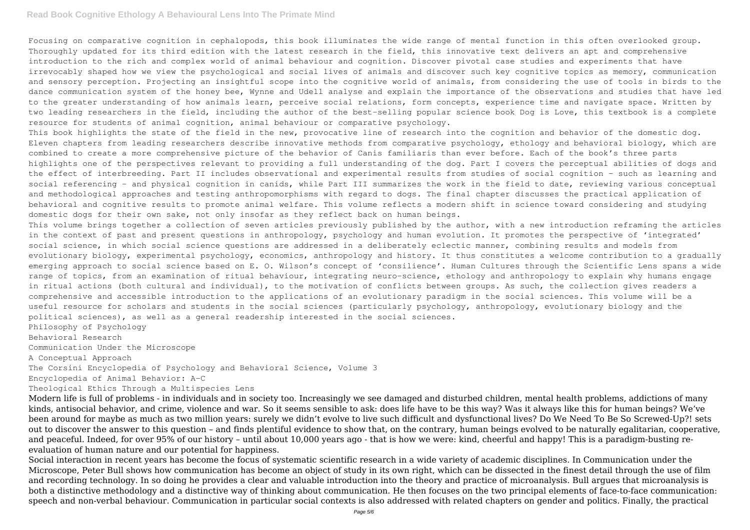Focusing on comparative cognition in cephalopods, this book illuminates the wide range of mental function in this often overlooked group. Thoroughly updated for its third edition with the latest research in the field, this innovative text delivers an apt and comprehensive introduction to the rich and complex world of animal behaviour and cognition. Discover pivotal case studies and experiments that have irrevocably shaped how we view the psychological and social lives of animals and discover such key cognitive topics as memory, communication and sensory perception. Projecting an insightful scope into the cognitive world of animals, from considering the use of tools in birds to the dance communication system of the honey bee, Wynne and Udell analyse and explain the importance of the observations and studies that have led to the greater understanding of how animals learn, perceive social relations, form concepts, experience time and navigate space. Written by two leading researchers in the field, including the author of the best-selling popular science book Dog is Love, this textbook is a complete resource for students of animal cognition, animal behaviour or comparative psychology.

This book highlights the state of the field in the new, provocative line of research into the cognition and behavior of the domestic dog. Eleven chapters from leading researchers describe innovative methods from comparative psychology, ethology and behavioral biology, which are combined to create a more comprehensive picture of the behavior of Canis familiaris than ever before. Each of the book's three parts highlights one of the perspectives relevant to providing a full understanding of the dog. Part I covers the perceptual abilities of dogs and the effect of interbreeding. Part II includes observational and experimental results from studies of social cognition - such as learning and social referencing - and physical cognition in canids, while Part III summarizes the work in the field to date, reviewing various conceptual and methodological approaches and testing anthropomorphisms with regard to dogs. The final chapter discusses the practical application of behavioral and cognitive results to promote animal welfare. This volume reflects a modern shift in science toward considering and studying domestic dogs for their own sake, not only insofar as they reflect back on human beings.

This volume brings together a collection of seven articles previously published by the author, with a new introduction reframing the articles in the context of past and present questions in anthropology, psychology and human evolution. It promotes the perspective of 'integrated' social science, in which social science questions are addressed in a deliberately eclectic manner, combining results and models from evolutionary biology, experimental psychology, economics, anthropology and history. It thus constitutes a welcome contribution to a gradually emerging approach to social science based on E. O. Wilson's concept of 'consilience'. Human Cultures through the Scientific Lens spans a wide range of topics, from an examination of ritual behaviour, integrating neuro-science, ethology and anthropology to explain why humans engage in ritual actions (both cultural and individual), to the motivation of conflicts between groups. As such, the collection gives readers a comprehensive and accessible introduction to the applications of an evolutionary paradigm in the social sciences. This volume will be a useful resource for scholars and students in the social sciences (particularly psychology, anthropology, evolutionary biology and the political sciences), as well as a general readership interested in the social sciences.

Philosophy of Psychology

Behavioral Research

Communication Under the Microscope

A Conceptual Approach

The Corsini Encyclopedia of Psychology and Behavioral Science, Volume 3

Encyclopedia of Animal Behavior: A-C

Theological Ethics Through a Multispecies Lens

Modern life is full of problems - in individuals and in society too. Increasingly we see damaged and disturbed children, mental health problems, addictions of many kinds, antisocial behavior, and crime, violence and war. So it seems sensible to ask: does life have to be this way? Was it always like this for human beings? We've been around for maybe as much as two million years: surely we didn't evolve to live such difficult and dysfunctional lives? Do We Need To Be So Screwed-Up?! sets out to discover the answer to this question – and finds plentiful evidence to show that, on the contrary, human beings evolved to be naturally egalitarian, cooperative, and peaceful. Indeed, for over 95% of our history – until about 10,000 years ago - that is how we were: kind, cheerful and happy! This is a paradigm-busting re-evaluation of human nature and our potential for happiness.

Social interaction in recent years has become the focus of systematic scientific research in a wide variety of academic disciplines. In Communication under the Microscope, Peter Bull shows how communication has become an object of study in its own right, which can be dissected in the finest detail through the use of film and recording technology. In so doing he provides a clear and valuable introduction into the theory and practice of microanalysis. Bull argues that microanalysis is both a distinctive methodology and a distinctive way of thinking about communication. He then focuses on the two principal elements of face-to-face communication: speech and non-verbal behaviour. Communication in particular social contexts is also addressed with related chapters on gender and politics. Finally, the practical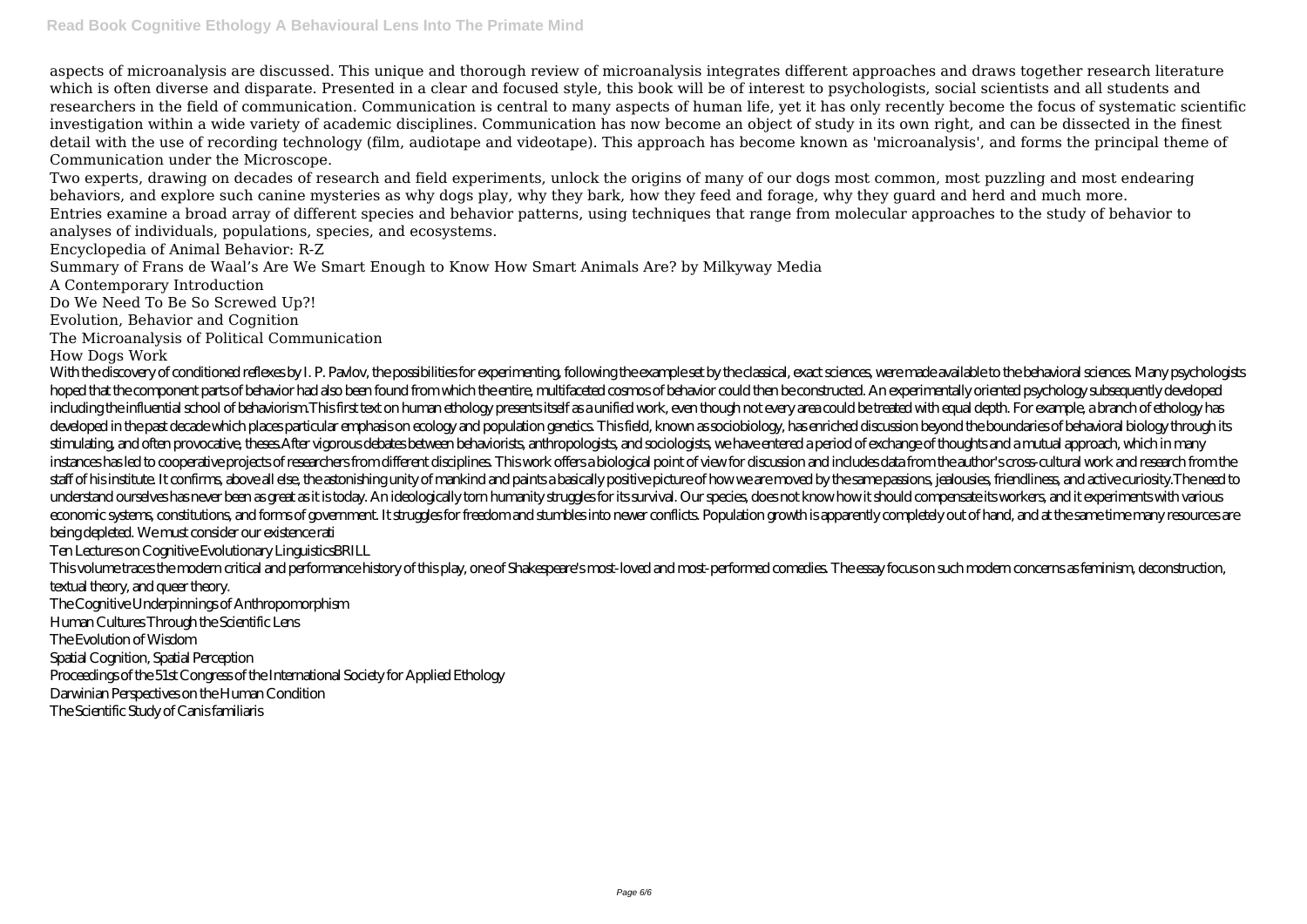aspects of microanalysis are discussed. This unique and thorough review of microanalysis integrates different approaches and draws together research literature which is often diverse and disparate. Presented in a clear and focused style, this book will be of interest to psychologists, social scientists and all students and researchers in the field of communication. Communication is central to many aspects of human life, yet it has only recently become the focus of systematic scientific investigation within a wide variety of academic disciplines. Communication has now become an object of study in its own right, and can be dissected in the finest detail with the use of recording technology (film, audiotape and videotape). This approach has become known as 'microanalysis', and forms the principal theme of Communication under the Microscope.

Two experts, drawing on decades of research and field experiments, unlock the origins of many of our dogs most common, most puzzling and most endearing behaviors, and explore such canine mysteries as why dogs play, why they bark, how they feed and forage, why they guard and herd and much more.

Entries examine a broad array of different species and behavior patterns, using techniques that range from molecular approaches to the study of behavior to analyses of individuals, populations, species, and ecosystems.

Encyclopedia of Animal Behavior: R-Z

Summary of Frans de Waal's Are We Smart Enough to Know How Smart Animals Are? by Milkyway Media

A Contemporary Introduction

Do We Need To Be So Screwed Up?!

Evolution, Behavior and Cognition

The Microanalysis of Political Communication

How Dogs Work

With the discovery of conditioned reflexes by I. P. Pavlov, the possibilities for experimenting, following the example set by the classical, exact sciences, were made available to the behavioral sciences. Many psychologists hoped that the component parts of behavior had also been found from which the entire, multifaceted cosmos of behavior could then be constructed. An experimentally oriented psychology subsequently developed including the influential school of behaviorism.This first text on human ethology presents itself as a unified work, even though not every area could be treated with equal depth. For example, a branch of ethology has developed in the past decade which places particular emphasis on ecology and population genetics. This field, known as sociobiology, has enriched discussion beyond the boundaries of behavioral biology through its stimulating, and often provocative, theses.After vigorous debates between behaviorists, anthropologists, and sociologists, we have entered a period of exchange of thoughts and a mutual approach, which in many instances has led to cooperative projects of researchers from different disciplines. This work offers a biological point of view for discussion and includes data from the author's cross-cultural work and research from the staff of his institute. It confirms, above all else, the astonishing unity of mankind and paints a basically positive picture of how we are moved by the same passions, jealousies, friendliness, and active curiosity.The need to understand ourselves has never been as great as it is today. An ideologically torn humanity struggles for its survival. Our species, does not know how it should compensate its workers, and it experiments with various economic systems, constitutions, and forms of government. It struggles for freedom and stumbles into newer conflicts. Population growth is apparently completely out of hand, and at the same time many resources are being depleted. We must consider our existence rati

Ten Lectures on Cognitive Evolutionary LinguisticsBRILL

This volume traces the modern critical and performance history of this play, one of Shakespeare's most-loved and most-performed comedies. The essay focus on such modern concerns as feminism, deconstruction, textual theory, and queer theory.

The Cognitive Underpinnings of Anthropomorphism

Human Cultures Through the Scientific Lens

The Evolution of Wisdom

Spatial Cognition, Spatial Perception

Proceedings of the 51st Congress of the International Society for Applied Ethology

Darwinian Perspectives on the Human Condition

The Scientific Study of Canis familiaris